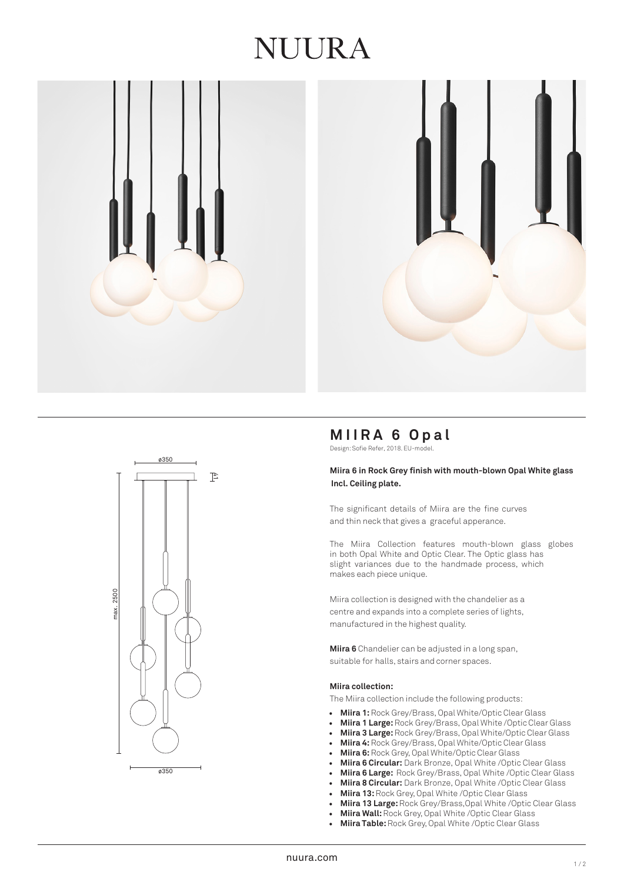# NUURA

## MIIRA 6 Opal

Design: Sofie Refer, 2018. EU-model.

**Miira 6 in Rock Grey finish with mouth-blown Opal White glass Incl. Ceiling plate.**

The significant details of Miira are the fine curves and thin neck that gives a graceful apperance.

The Miira Collection features mouth-blown glass globes in both Opal White and Optic Clear. The Optic glass has slight variances due to the handmade process, which makes each piece unique.

Miira collection is designed with the chandelier as a centre and expands into a complete series of lights, manufactured in the highest quality.

**Miira 6** Chandelier can be adjusted in a long span, suitable for halls, stairs and corner spaces.

**Miira collection:**

The Miira collection include the following products:

- **Miira 1:** Rock Grey/Brass, Opal White/Optic Clear Glass
- **Miira 1 Large:** Rock Grey/Brass, Opal White /Optic Clear Glass
- **Miira 3 Large:** Rock Grey/Brass, Opal White/Optic Clear Glass
- **Miira 4:** Rock Grey/Brass, Opal White/Optic Clear Glass
- **Miira 6:** Rock Grey, Opal White/Optic Clear Glass
- **Miira 6 Circular:** Dark Bronze, Opal White /Optic Clear Glass
- **Miira 6 Large:** Rock Grey/Brass, Opal White /Optic Clear Glass
- **Miira 8 Circular:** Dark Bronze, Opal White /Optic Clear Glass
- **Miira 13:** Rock Grey, Opal White /Optic Clear Glass
- **Miira 13 Large:** Rock Grey/Brass,Opal White /Optic Clear Glass
- **Miira Wall:** Rock Grey, Opal White /Optic Clear Glass
- **Miira Table:** Rock Grey, Opal White /Optic Clear Glass

nuura.com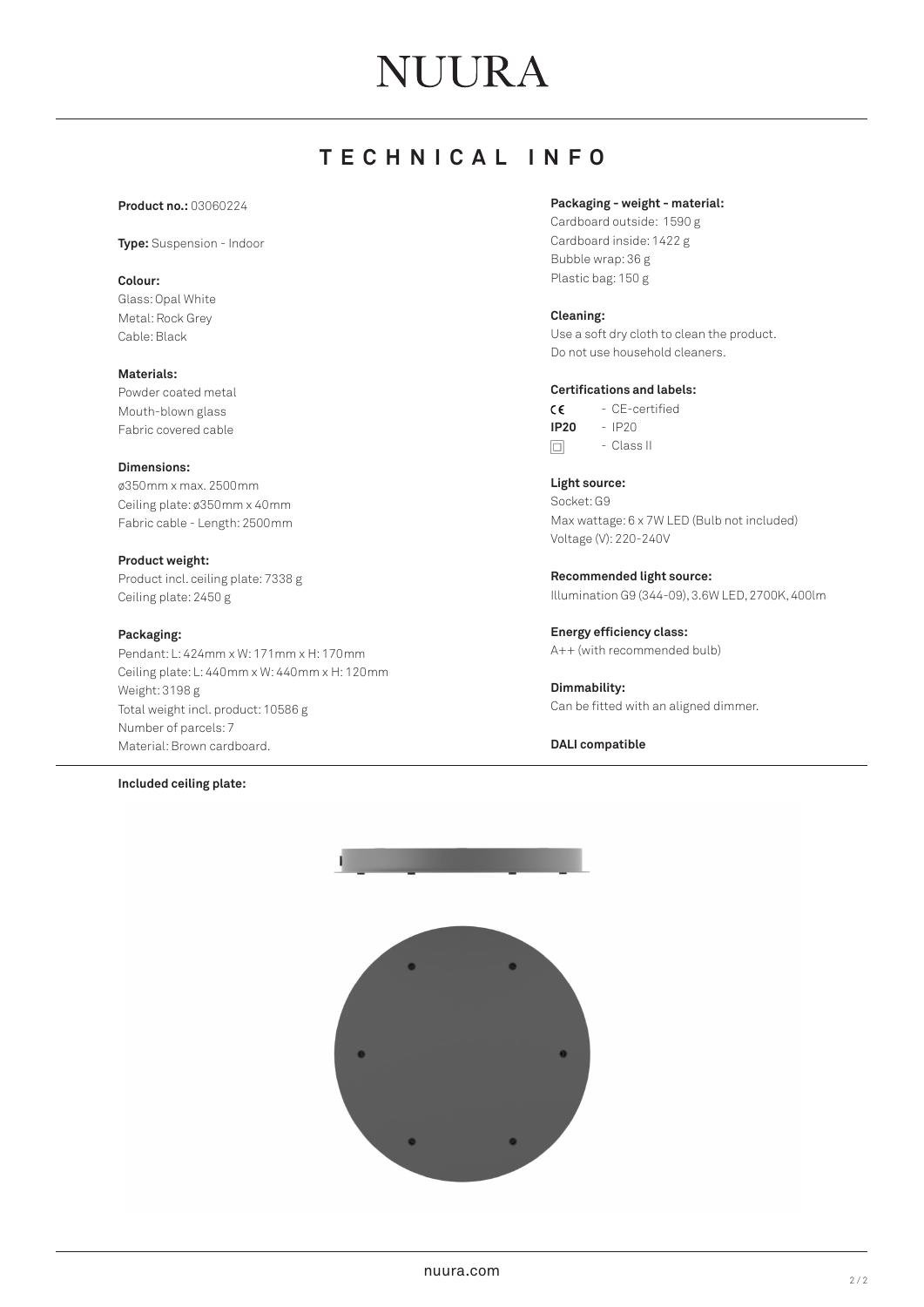# NUURA

## TECHNICAL INFO

**Product no.:** 03060224

**Type:** Suspension - Indoor

**Colour:**
Glass: Opal White
Metal: Rock Grey
Cable: Black

**Materials:**
Powder coated metal
Mouth-blown glass
Fabric covered cable

**Dimensions:**
ø350mm x max. 2500mm
Ceiling plate: ø350mm x 40mm
Fabric cable - Length: 2500mm

**Product weight:**
Product incl. ceiling plate: 7338 g
Ceiling plate: 2450 g

**Packaging:**
Pendant: L: 424mm x W: 171mm x H: 170mm
Ceiling plate: L: 440mm x W: 440mm x H: 120mm
Weight: 3198 g
Total weight incl. product: 10586 g
Number of parcels: 7
Material: Brown cardboard.

**Packaging - weight - material:**
Cardboard outside: 1590 g
Cardboard inside: 1422 g
Bubble wrap: 36 g
Plastic bag: 150 g

**Cleaning:**
Use a soft dry cloth to clean the product.
Do not use household cleaners.

**Certifications and labels:**
CE - CE-certified
**IP20** - IP20
□ - Class II

**Light source:**
Socket: G9
Max wattage: 6 x 7W LED (Bulb not included)
Voltage (V): 220-240V

**Recommended light source:**
Illumination G9 (344-09), 3.6W LED, 2700K, 400lm

**Energy efficiency class:**
A++ (with recommended bulb)

**Dimmability:**
Can be fitted with an aligned dimmer.

**DALI compatible**

**Included ceiling plate:**

nuura.com